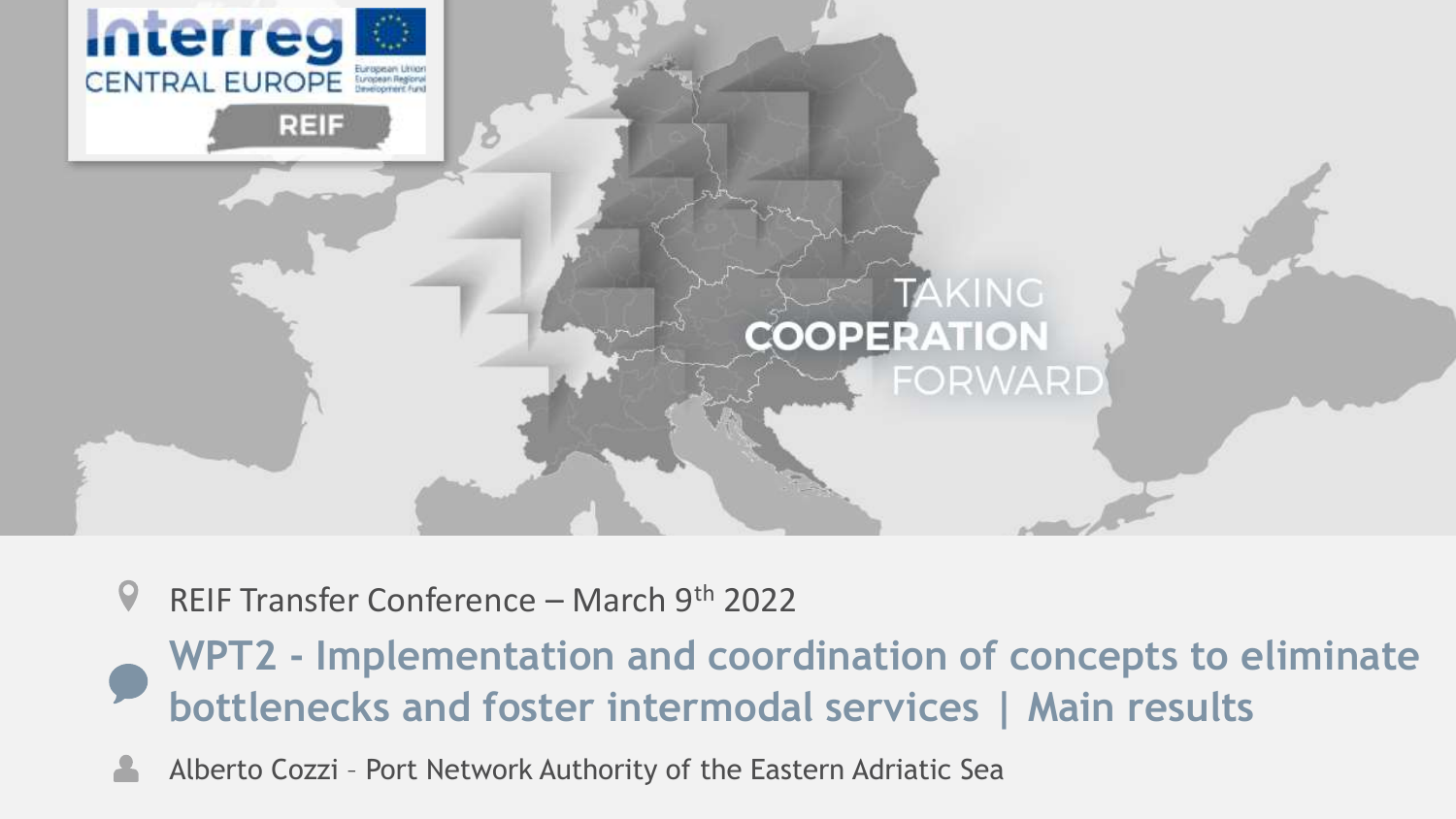Interreg CENTRAL EUROPE

REIF

TAKING COOPERATION FORWARD

REIF Transfer Conference – March 9th 2022

# WPT2 - Implementation and coordination of concepts to eliminate bottlenecks and foster intermodal services | Main results

Alberto Cozzi – Port Network Authority of the Eastern Adriatic Sea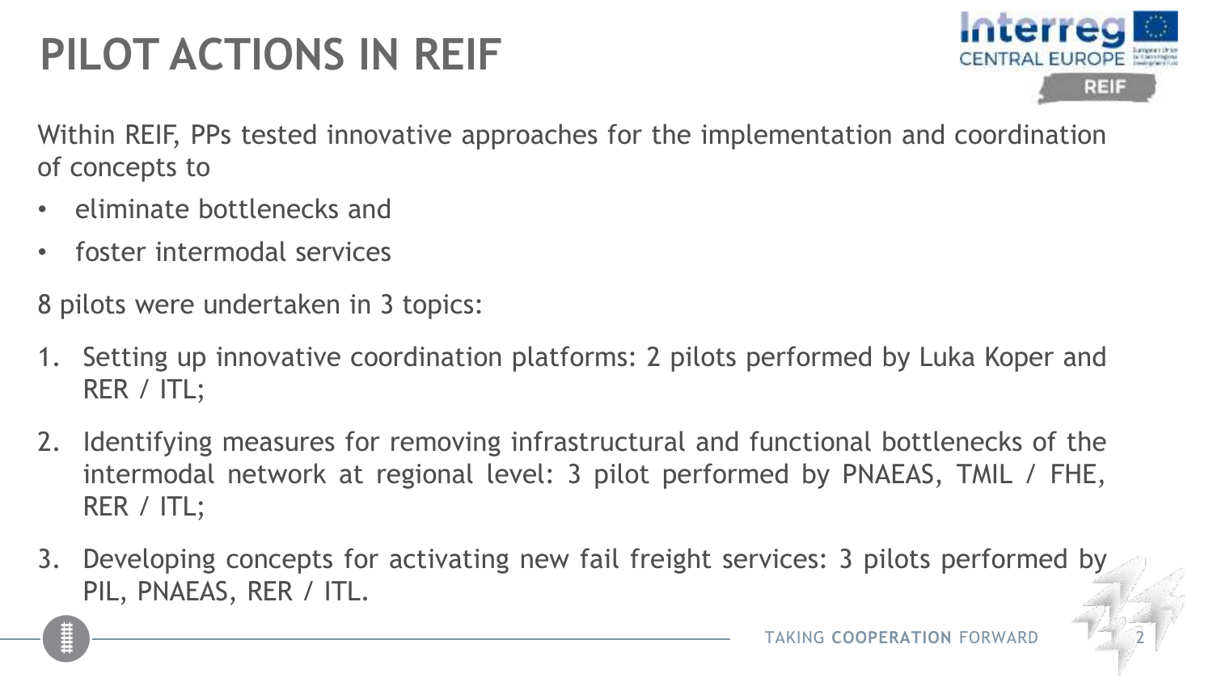# PILOT ACTIONS IN REIF

Within REIF, PPs tested innovative approaches for the implementation and coordination of concepts to

- eliminate bottlenecks and
- foster intermodal services

8 pilots were undertaken in 3 topics:

1. Setting up innovative coordination platforms: 2 pilots performed by Luka Koper and RER / ITL;
2. Identifying measures for removing infrastructural and functional bottlenecks of the intermodal network at regional level: 3 pilot performed by PNAEAS, TMIL / FHE, RER / ITL;
3. Developing concepts for activating new fail freight services: 3 pilots performed by PIL, PNAEAS, RER / ITL.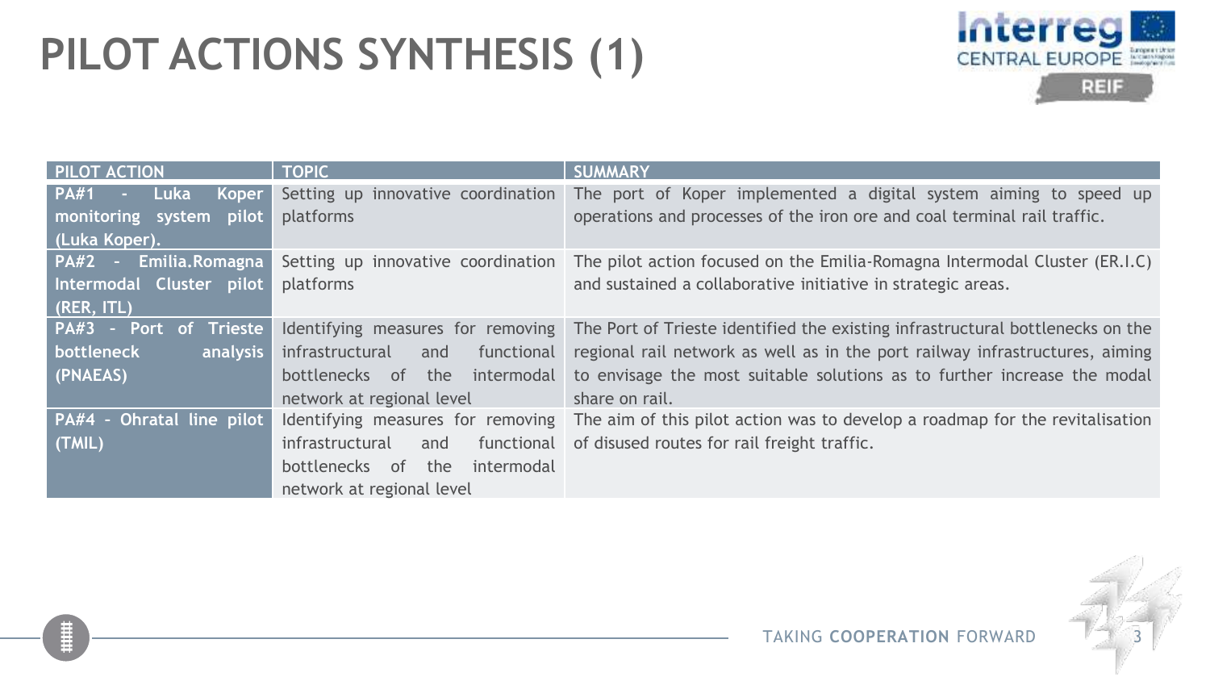# PILOT ACTIONS SYNTHESIS (1)

| PILOT ACTION | TOPIC | SUMMARY |
|---|---|---|
| **PA#1 - Luka Koper monitoring system pilot (Luka Koper).** | Setting up innovative coordination platforms | The port of Koper implemented a digital system aiming to speed up operations and processes of the iron ore and coal terminal rail traffic. |
| **PA#2 - Emilia.Romagna Intermodal Cluster pilot (RER, ITL)** | Setting up innovative coordination platforms | The pilot action focused on the Emilia-Romagna Intermodal Cluster (ER.I.C) and sustained a collaborative initiative in strategic areas. |
| **PA#3 - Port of Trieste bottleneck analysis (PNAEAS)** | Identifying measures for removing infrastructural and functional bottlenecks of the intermodal network at regional level | The Port of Trieste identified the existing infrastructural bottlenecks on the regional rail network as well as in the port railway infrastructures, aiming to envisage the most suitable solutions as to further increase the modal share on rail. |
| **PA#4 - Ohratal line pilot (TMIL)** | Identifying measures for removing infrastructural and functional bottlenecks of the intermodal network at regional level | The aim of this pilot action was to develop a roadmap for the revitalisation of disused routes for rail freight traffic. |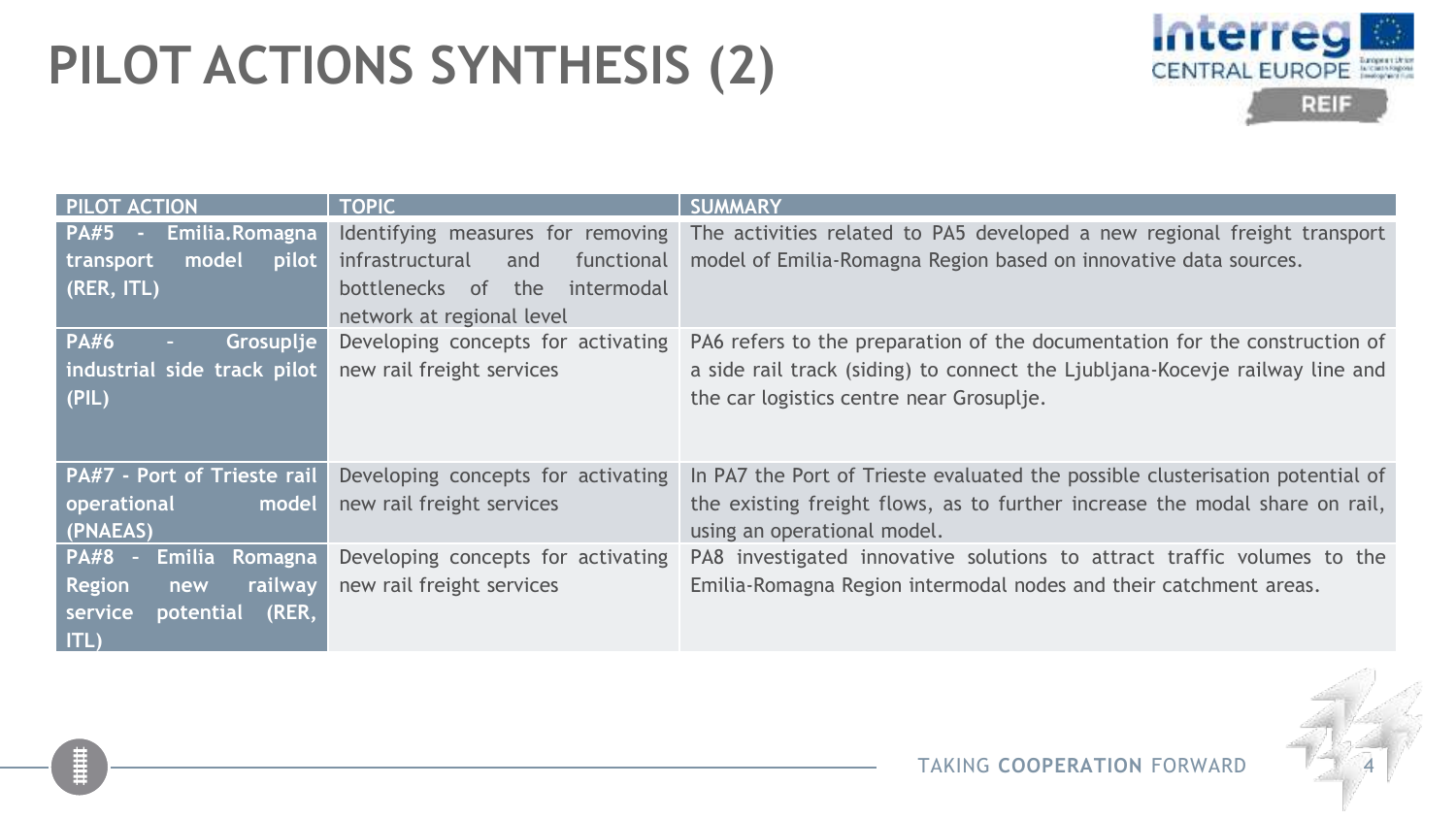# PILOT ACTIONS SYNTHESIS (2)

| PILOT ACTION | TOPIC | SUMMARY |
| --- | --- | --- |
| **PA#5 - Emilia.Romagna transport model pilot (RER, ITL)** | Identifying measures for removing infrastructural and functional bottlenecks of the intermodal network at regional level | The activities related to PA5 developed a new regional freight transport model of Emilia-Romagna Region based on innovative data sources. |
| **PA#6 - Grosuplje industrial side track pilot (PIL)** | Developing concepts for activating new rail freight services | PA6 refers to the preparation of the documentation for the construction of a side rail track (siding) to connect the Ljubljana-Kocevje railway line and the car logistics centre near Grosuplje. |
| **PA#7 - Port of Trieste rail operational model (PNAEAS)** | Developing concepts for activating new rail freight services | In PA7 the Port of Trieste evaluated the possible clusterisation potential of the existing freight flows, as to further increase the modal share on rail, using an operational model. |
| **PA#8 - Emilia Romagna Region new railway service potential (RER, ITL)** | Developing concepts for activating new rail freight services | PA8 investigated innovative solutions to attract traffic volumes to the Emilia-Romagna Region intermodal nodes and their catchment areas. |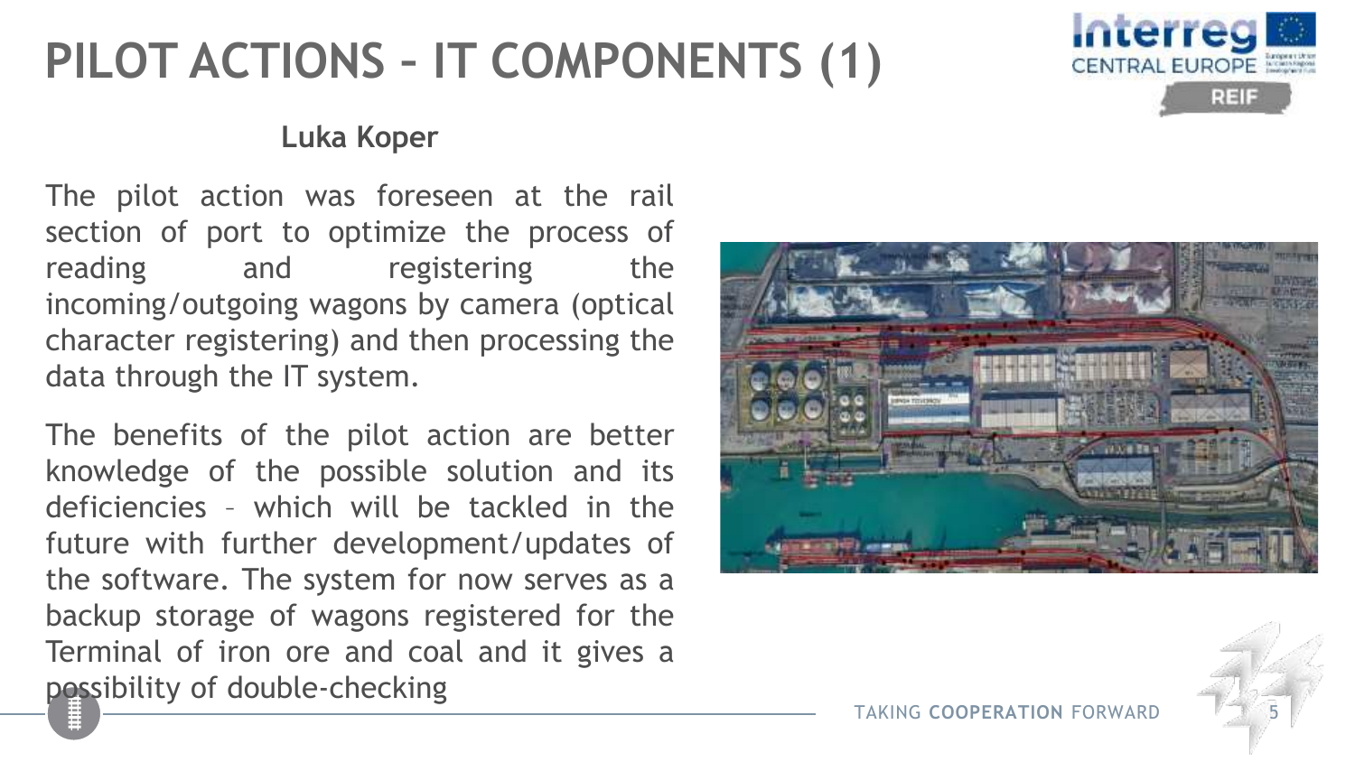# PILOT ACTIONS – IT COMPONENTS (1)

**Luka Koper**

The pilot action was foreseen at the rail section of port to optimize the process of reading and registering the incoming/outgoing wagons by camera (optical character registering) and then processing the data through the IT system.

The benefits of the pilot action are better knowledge of the possible solution and its deficiencies – which will be tackled in the future with further development/updates of the software. The system for now serves as a backup storage of wagons registered for the Terminal of iron ore and coal and it gives a possibility of double-checking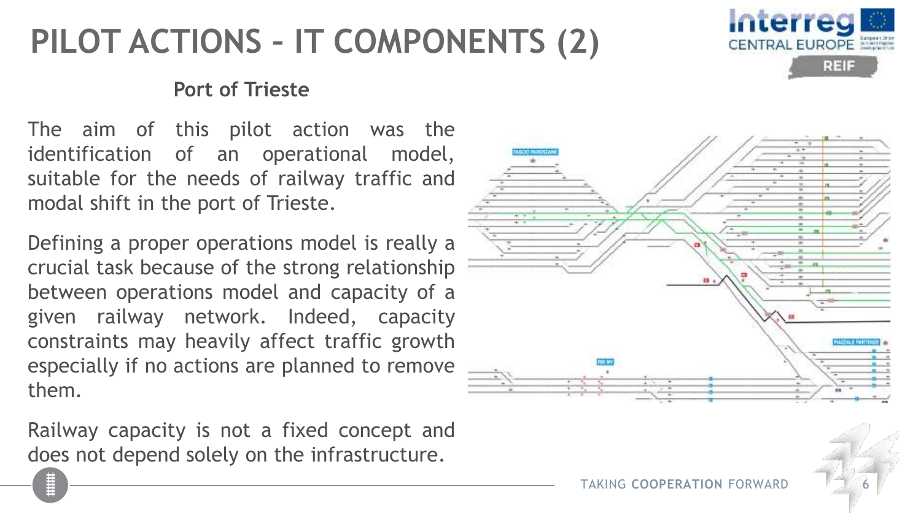# PILOT ACTIONS – IT COMPONENTS (2)

### Port of Trieste

The aim of this pilot action was the identification of an operational model, suitable for the needs of railway traffic and modal shift in the port of Trieste.

Defining a proper operations model is really a crucial task because of the strong relationship between operations model and capacity of a given railway network. Indeed, capacity constraints may heavily affect traffic growth especially if no actions are planned to remove them.

Railway capacity is not a fixed concept and does not depend solely on the infrastructure.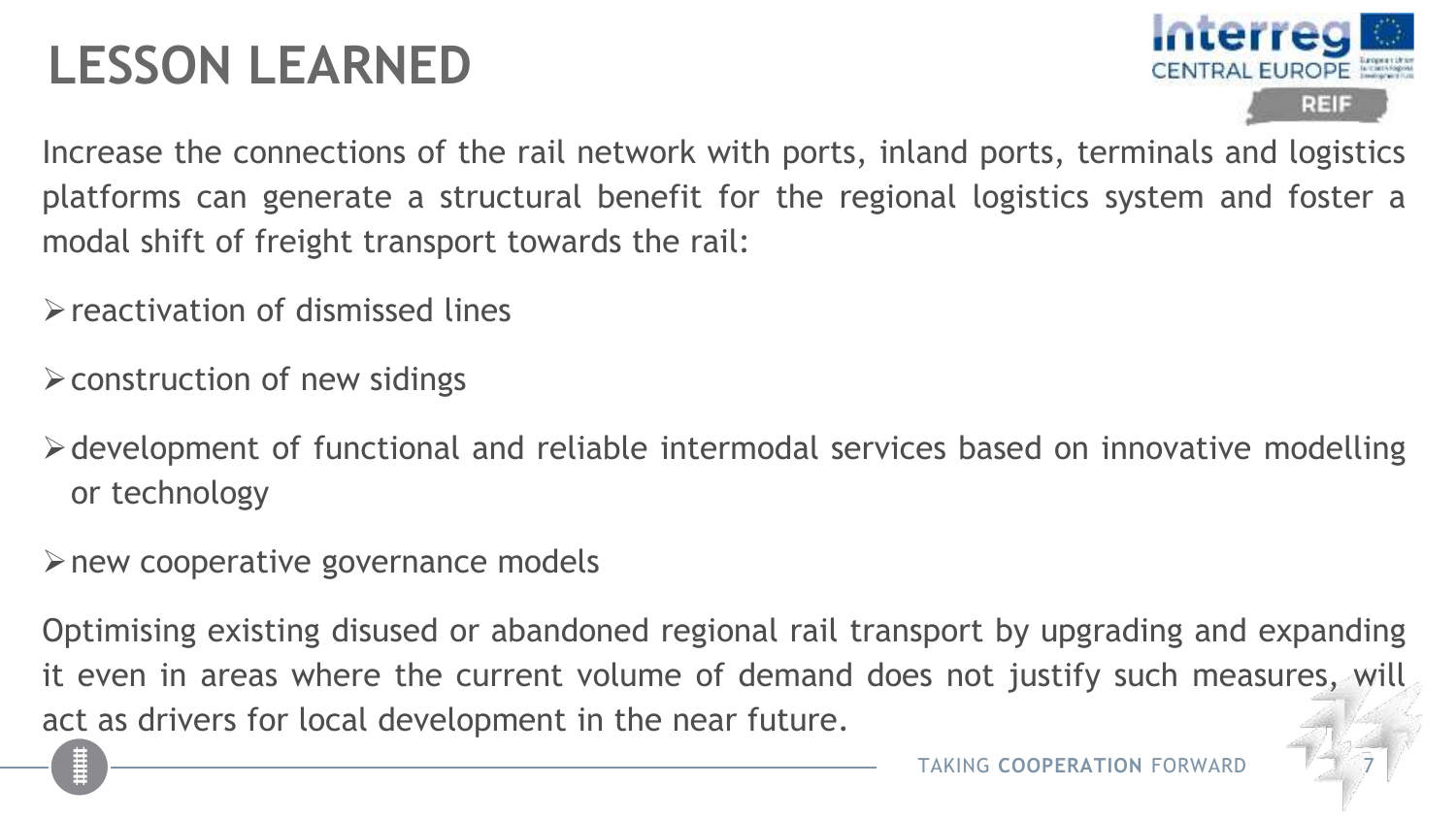# LESSON LEARNED

Increase the connections of the rail network with ports, inland ports, terminals and logistics platforms can generate a structural benefit for the regional logistics system and foster a modal shift of freight transport towards the rail:

- reactivation of dismissed lines
- construction of new sidings
- development of functional and reliable intermodal services based on innovative modelling or technology
- new cooperative governance models

Optimising existing disused or abandoned regional rail transport by upgrading and expanding it even in areas where the current volume of demand does not justify such measures, will act as drivers for local development in the near future.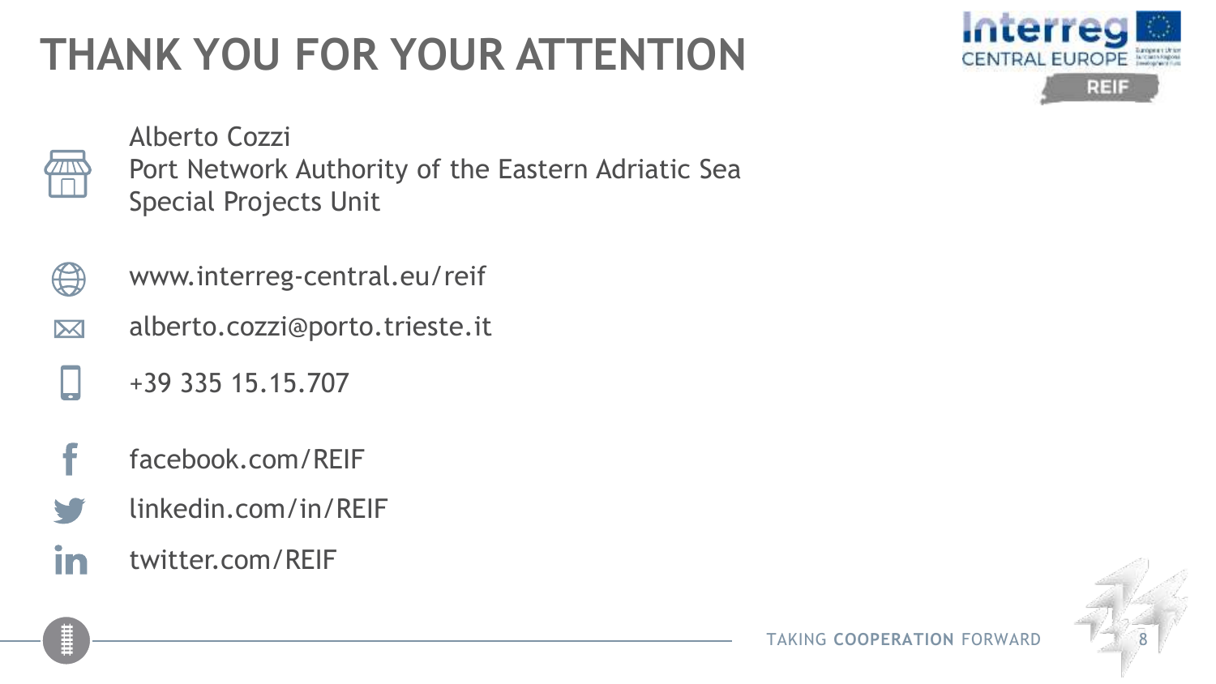# THANK YOU FOR YOUR ATTENTION

Alberto Cozzi
Port Network Authority of the Eastern Adriatic Sea
Special Projects Unit

www.interreg-central.eu/reif

alberto.cozzi@porto.trieste.it

+39 335 15.15.707

facebook.com/REIF

linkedin.com/in/REIF

twitter.com/REIF

TAKING **COOPERATION** FORWARD